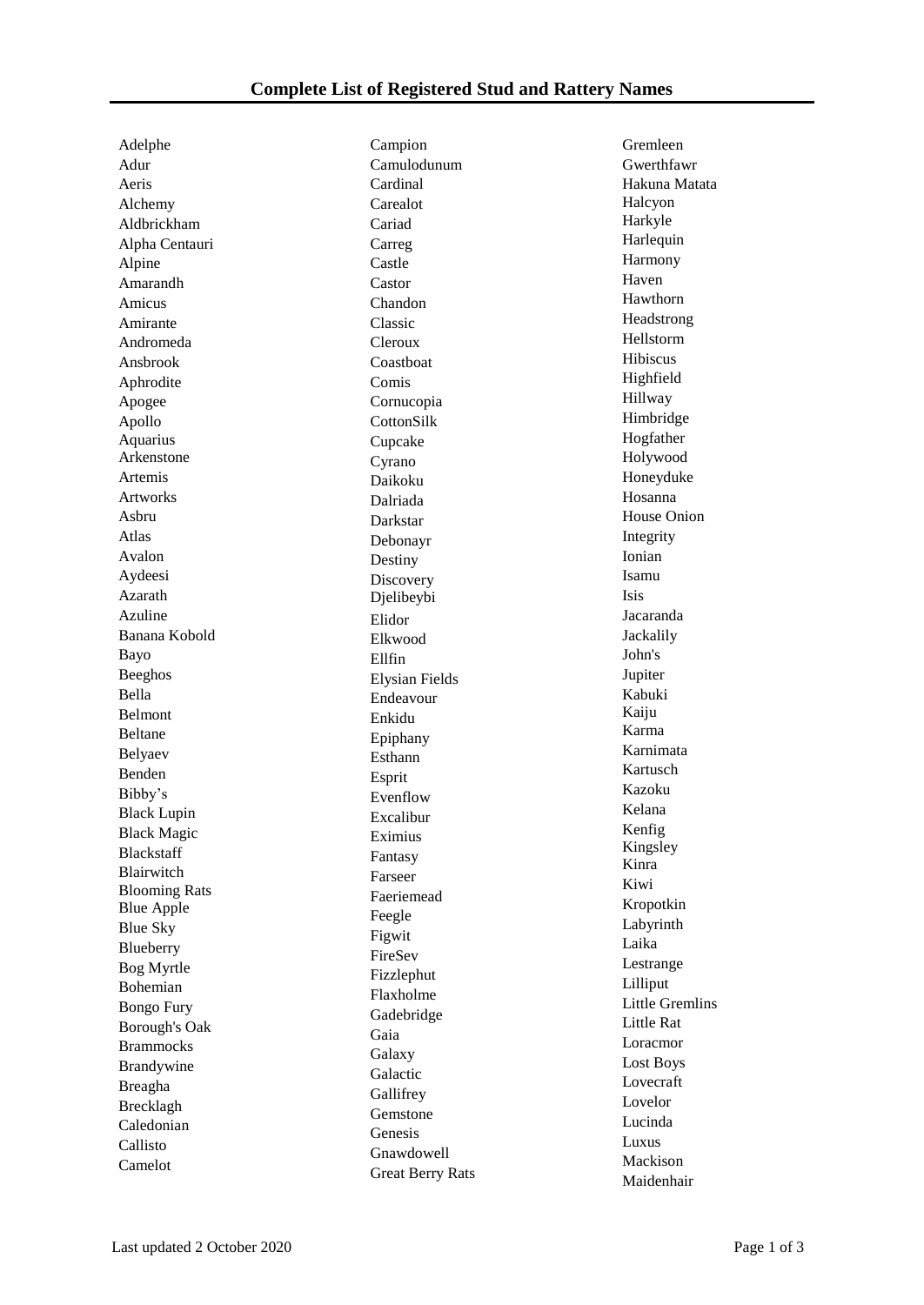## Complete List of Registered Stud and Rattery Names

Adelphe
Adur
Aeris
Alchemy
Aldbrickham
Alpha Centauri
Alpine
Amarandh
Amicus
Amirante
Andromeda
Ansbrook
Aphrodite
Apogee
Apollo
Aquarius
Arkenstone
Artemis
Artworks
Asbru
Atlas
Avalon
Aydeesi
Azarath
Azuline
Banana Kobold
Bayo
Beeghos
Bella
Belmont
Beltane
Belyaev
Benden
Bibby’s
Black Lupin
Black Magic
Blackstaff
Blairwitch
Blooming Rats
Blue Apple
Blue Sky
Blueberry
Bog Myrtle
Bohemian
Bongo Fury
Borough's Oak
Brammocks
Brandywine
Breagha
Brecklagh
Caledonian
Callisto
Camelot
Campion
Camulodunum
Cardinal
Carealot
Cariad
Carreg
Castle
Castor
Chandon
Classic
Cleroux
Coastboat
Comis
Cornucopia
CottonSilk
Cupcake
Cyrano
Daikoku
Dalriada
Darkstar
Debonayr
Destiny
Discovery
Djelibeybi
Elidor
Elkwood
Ellfin
Elysian Fields
Endeavour
Enkidu
Epiphany
Esthann
Esprit
Evenflow
Excalibur
Eximius
Fantasy
Farseer
Faeriemead
Feegle
Figwit
FireSev
Fizzlephut
Flaxholme
Gadebridge
Gaia
Galaxy
Galactic
Gallifrey
Gemstone
Genesis
Gnawdowell
Great Berry Rats
Gremleen
Gwerthfawr
Hakuna Matata
Halcyon
Harkyle
Harlequin
Harmony
Haven
Hawthorn
Headstrong
Hellstorm
Hibiscus
Highfield
Hillway
Himbridge
Hogfather
Holywood
Honeyduke
Hosanna
House Onion
Integrity
Ionian
Isamu
Isis
Jacaranda
Jackalily
John's
Jupiter
Kabuki
Kaiju
Karma
Karnimata
Kartusch
Kazoku
Kelana
Kenfig
Kingsley
Kinra
Kiwi
Kropotkin
Labyrinth
Laika
Lestrange
Lilliput
Little Gremlins
Little Rat
Loracmor
Lost Boys
Lovecraft
Lovelor
Lucinda
Luxus
Mackison
Maidenhair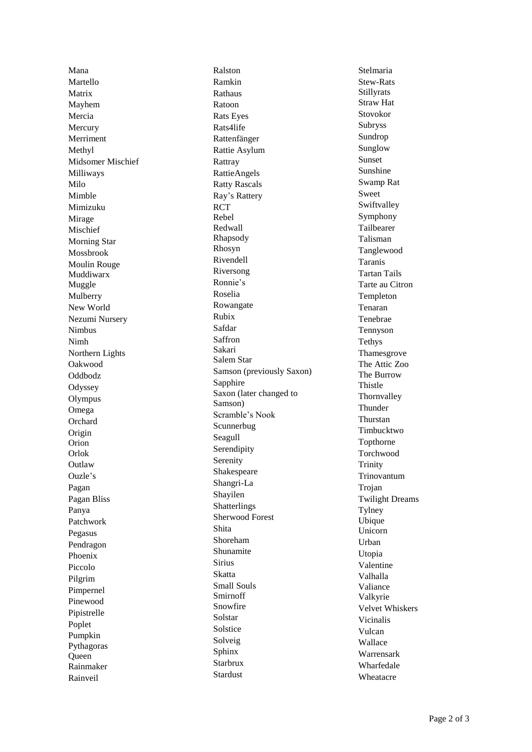Mana
Martello
Matrix
Mayhem
Mercia
Mercury
Merriment
Methyl
Midsomer Mischief
Milliways
Milo
Mimble
Mimizuku
Mirage
Mischief
Morning Star
Mossbrook
Moulin Rouge
Muddiwarx
Muggle
Mulberry
New World
Nezumi Nursery
Nimbus
Nimh
Northern Lights
Oakwood
Oddbodz
Odyssey
Olympus
Omega
Orchard
Origin
Orion
Orlok
Outlaw
Ouzle's
Pagan
Pagan Bliss
Panya
Patchwork
Pegasus
Pendragon
Phoenix
Piccolo
Pilgrim
Pimpernel
Pinewood
Pipistrelle
Poplet
Pumpkin
Pythagoras
Queen
Rainmaker
Rainveil
Ralston
Ramkin
Rathaus
Ratoon
Rats Eyes
Rats4life
Rattenfänger
Rattie Asylum
Rattray
RattieAngels
Ratty Rascals
Ray's Rattery
RCT
Rebel
Redwall
Rhapsody
Rhosyn
Rivendell
Riversong
Ronnie's
Roselia
Rowangate
Rubix
Safdar
Saffron
Sakari
Salem Star
Samson (previously Saxon)
Sapphire
Saxon (later changed to Samson)
Scramble's Nook
Scunnerbug
Seagull
Serendipity
Serenity
Shakespeare
Shangri-La
Shayilen
Shatterlings
Sherwood Forest
Shita
Shoreham
Shunamite
Sirius
Skatta
Small Souls
Smirnoff
Snowfire
Solstar
Solstice
Solveig
Sphinx
Starbrux
Stardust
Stelmaria
Stew-Rats
Stillyrats
Straw Hat
Stovokor
Subryss
Sundrop
Sunglow
Sunset
Sunshine
Swamp Rat
Sweet
Swiftvalley
Symphony
Tailbearer
Talisman
Tanglewood
Taranis
Tartan Tails
Tarte au Citron
Templeton
Tenaran
Tenebrae
Tennyson
Tethys
Thamesgrove
The Attic Zoo
The Burrow
Thistle
Thornvalley
Thunder
Thurstan
Timbucktwo
Topthorne
Torchwood
Trinity
Trinovantum
Trojan
Twilight Dreams
Tylney
Ubique
Unicorn
Urban
Utopia
Valentine
Valhalla
Valiance
Valkyrie
Velvet Whiskers
Vicinalis
Vulcan
Wallace
Warrensark
Wharfedale
Wheatacre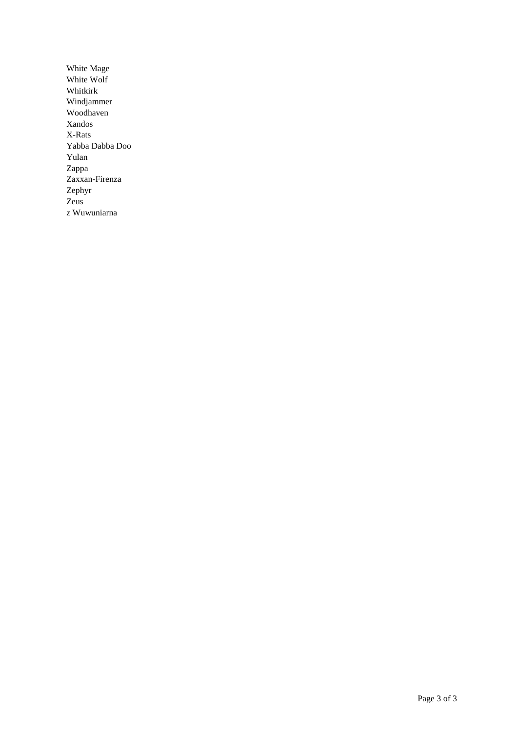White Mage
White Wolf
Whitkirk
Windjammer
Woodhaven
Xandos
X-Rats
Yabba Dabba Doo
Yulan
Zappa
Zaxxan-Firenza
Zephyr
Zeus
z Wuwuniarna